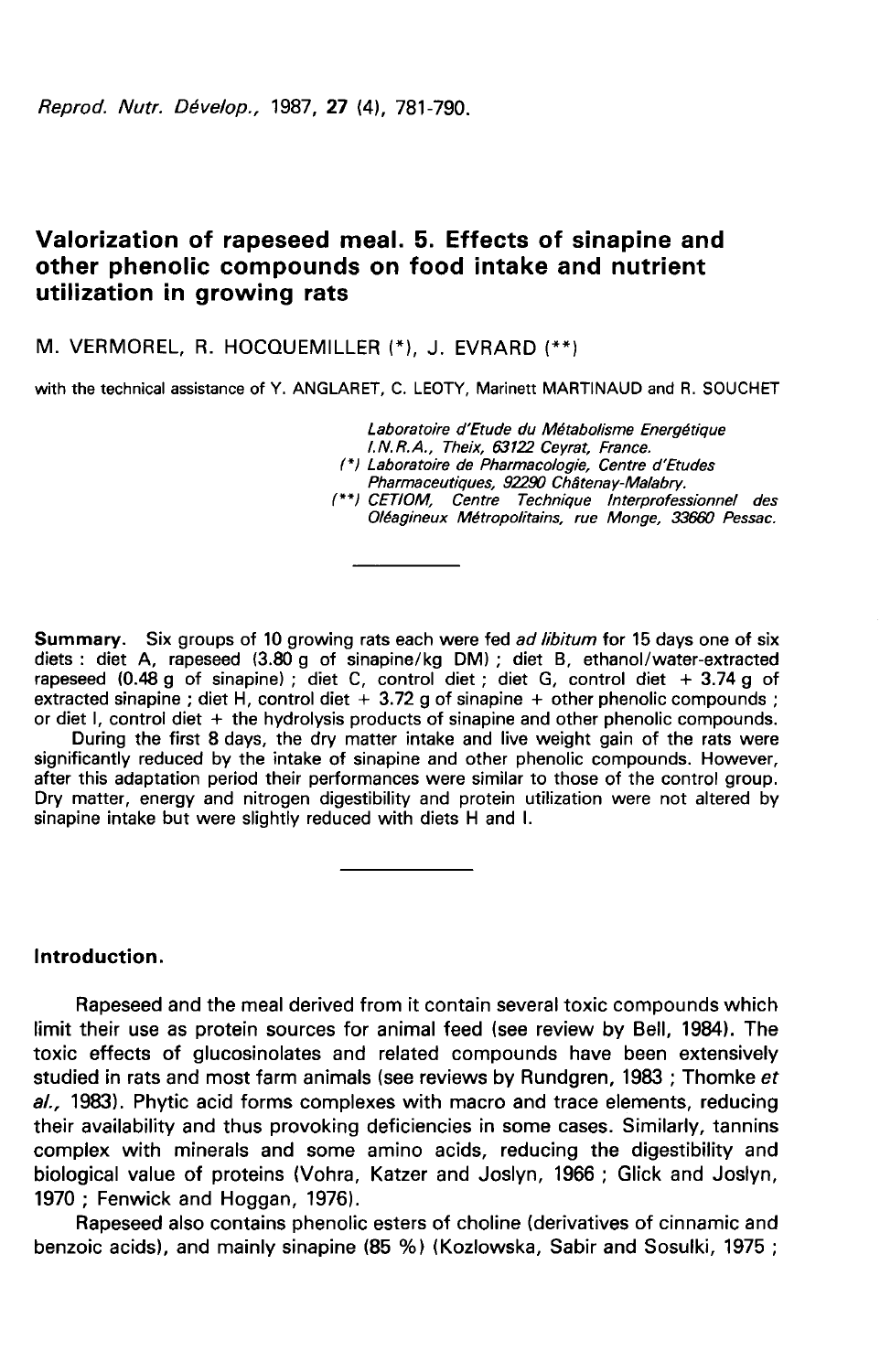# Valorization of rapeseed meal. 5. Effects of sinapine and other phenolic compounds on food intake and nutrient utilization in growing rats

M. VERMOREL, R. HOCQUEMILLER (*), J. EVRARD (**)

with the technical assistance of Y. ANGLARET, C. LEOTY, Marinett MARTINAUD and R. SOUCHET

*Laboratoire d'Etude du Métabolisme Energétique I.N.R.A., Theix, 63122 Ceyrat, France.*

*(*) Laboratoire de Pharmacologie, Centre d'Etudes Pharmaceutiques, 92290 Châtenay-Malabry.*

*(**) CETIOM, Centre Technique Interprofessionnel des Oléagineux Métropolitains, rue Monge, 33660 Pessac.*

---

**Summary.** Six groups of 10 growing rats each were fed *ad libitum* for 15 days one of six diets : diet A, rapeseed (3.80 g of sinapine/kg DM) ; diet B, ethanol/water-extracted rapeseed (0.48 g of sinapine) ; diet C, control diet ; diet G, control diet + 3.74 g of extracted sinapine ; diet H, control diet + 3.72 g of sinapine + other phenolic compounds ; or diet I, control diet + the hydrolysis products of sinapine and other phenolic compounds.

During the first 8 days, the dry matter intake and live weight gain of the rats were significantly reduced by the intake of sinapine and other phenolic compounds. However, after this adaptation period their performances were similar to those of the control group. Dry matter, energy and nitrogen digestibility and protein utilization were not altered by sinapine intake but were slightly reduced with diets H and I.

---

## Introduction.

Rapeseed and the meal derived from it contain several toxic compounds which limit their use as protein sources for animal feed (see review by Bell, 1984). The toxic effects of glucosinolates and related compounds have been extensively studied in rats and most farm animals (see reviews by Rundgren, 1983 ; Thomke *et al.,* 1983). Phytic acid forms complexes with macro and trace elements, reducing their availability and thus provoking deficiencies in some cases. Similarly, tannins complex with minerals and some amino acids, reducing the digestibility and biological value of proteins (Vohra, Katzer and Joslyn, 1966 ; Glick and Joslyn, 1970 ; Fenwick and Hoggan, 1976).

Rapeseed also contains phenolic esters of choline (derivatives of cinnamic and benzoic acids), and mainly sinapine (85 %) (Kozlowska, Sabir and Sosulki, 1975 ;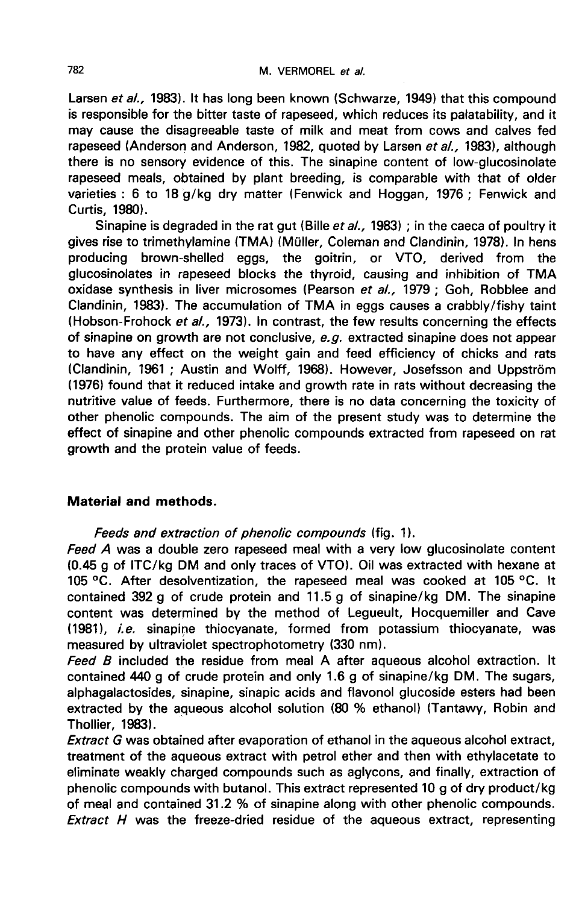Larsen *et al.,* 1983). It has long been known (Schwarze, 1949) that this compound is responsible for the bitter taste of rapeseed, which reduces its palatability, and it may cause the disagreeable taste of milk and meat from cows and calves fed rapeseed (Anderson and Anderson, 1982, quoted by Larsen *et al.,* 1983), although there is no sensory evidence of this. The sinapine content of low-glucosinolate rapeseed meals, obtained by plant breeding, is comparable with that of older varieties : 6 to 18 g/kg dry matter (Fenwick and Hoggan, 1976 ; Fenwick and Curtis, 1980).

Sinapine is degraded in the rat gut (Bille *et al.,* 1983) ; in the caeca of poultry it gives rise to trimethylamine (TMA) (Müller, Coleman and Clandinin, 1978). In hens producing brown-shelled eggs, the goitrin, or VTO, derived from the glucosinolates in rapeseed blocks the thyroid, causing and inhibition of TMA oxidase synthesis in liver microsomes (Pearson *et al.,* 1979 ; Goh, Robblee and Clandinin, 1983). The accumulation of TMA in eggs causes a crabbly/fishy taint (Hobson-Frohock *et al.,* 1973). In contrast, the few results concerning the effects of sinapine on growth are not conclusive, *e.g.* extracted sinapine does not appear to have any effect on the weight gain and feed efficiency of chicks and rats (Clandinin, 1961 ; Austin and Wolff, 1968). However, Josefsson and Uppström (1976) found that it reduced intake and growth rate in rats without decreasing the nutritive value of feeds. Furthermore, there is no data concerning the toxicity of other phenolic compounds. The aim of the present study was to determine the effect of sinapine and other phenolic compounds extracted from rapeseed on rat growth and the protein value of feeds.

## Material and methods.

*Feeds and extraction of phenolic compounds* (fig. 1).

*Feed A* was a double zero rapeseed meal with a very low glucosinolate content (0.45 g of ITC/kg DM and only traces of VTO). Oil was extracted with hexane at 105 °C. After desolventization, the rapeseed meal was cooked at 105 °C. It contained 392 g of crude protein and 11.5 g of sinapine/kg DM. The sinapine content was determined by the method of Legueult, Hocquemiller and Cave (1981), *i.e.* sinapine thiocyanate, formed from potassium thiocyanate, was measured by ultraviolet spectrophotometry (330 nm).

*Feed B* included the residue from meal A after aqueous alcohol extraction. It contained 440 g of crude protein and only 1.6 g of sinapine/kg DM. The sugars, alphagalactosides, sinapine, sinapic acids and flavonol glucoside esters had been extracted by the aqueous alcohol solution (80 % ethanol) (Tantawy, Robin and Thollier, 1983).

*Extract G* was obtained after evaporation of ethanol in the aqueous alcohol extract, treatment of the aqueous extract with petrol ether and then with ethylacetate to eliminate weakly charged compounds such as aglycons, and finally, extraction of phenolic compounds with butanol. This extract represented 10 g of dry product/kg of meal and contained 31.2 % of sinapine along with other phenolic compounds.

*Extract H* was the freeze-dried residue of the aqueous extract, representing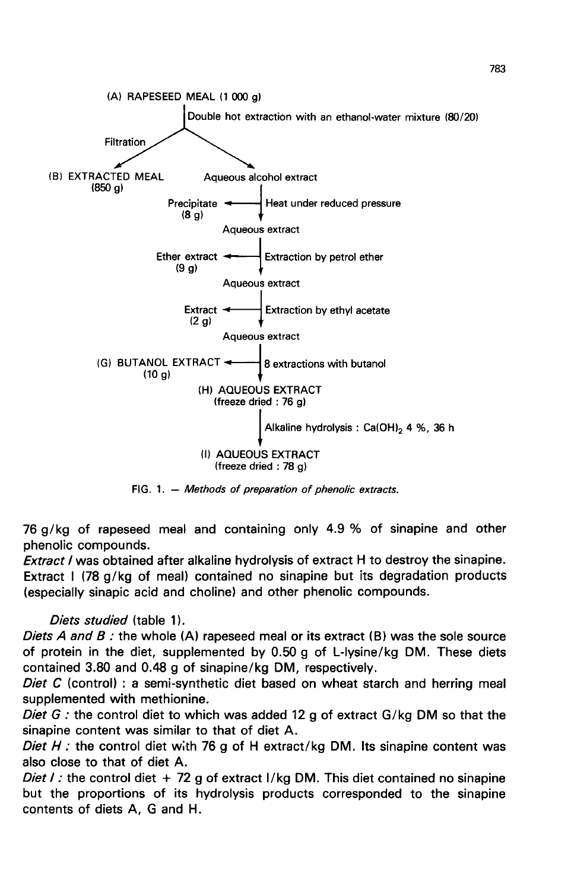(A) RAPESEED MEAL (1 000 g)

Double hot extraction with an ethanol-water mixture (80/20)

Filtration

(B) EXTRACTED MEAL (850 g) — Aqueous alcohol extract

Precipitate (8 g) ← Heat under reduced pressure

Aqueous extract

Ether extract (9 g) ← Extraction by petrol ether

Aqueous extract

Extract (2 g) ← Extraction by ethyl acetate

Aqueous extract

(G) BUTANOL EXTRACT (10 g) ← 8 extractions with butanol

(H) AQUEOUS EXTRACT (freeze dried : 76 g)

Alkaline hydrolysis : $Ca(OH)_2$ 4 %, 36 h

(I) AQUEOUS EXTRACT (freeze dried : 78 g)

FIG. 1. — *Methods of preparation of phenolic extracts.*

76 g/kg of rapeseed meal and containing only 4.9 % of sinapine and other phenolic compounds.

*Extract I* was obtained after alkaline hydrolysis of extract H to destroy the sinapine. Extract I (78 g/kg of meal) contained no sinapine but its degradation products (especially sinapic acid and choline) and other phenolic compounds.

*Diets studied* (table 1).

*Diets A and B :* the whole (A) rapeseed meal or its extract (B) was the sole source of protein in the diet, supplemented by 0.50 g of L-lysine/kg DM. These diets contained 3.80 and 0.48 g of sinapine/kg DM, respectively.

*Diet C* (control) : a semi-synthetic diet based on wheat starch and herring meal supplemented with methionine.

*Diet G :* the control diet to which was added 12 g of extract G/kg DM so that the sinapine content was similar to that of diet A.

*Diet H :* the control diet with 76 g of H extract/kg DM. Its sinapine content was also close to that of diet A.

*Diet I :* the control diet + 72 g of extract I/kg DM. This diet contained no sinapine but the proportions of its hydrolysis products corresponded to the sinapine contents of diets A, G and H.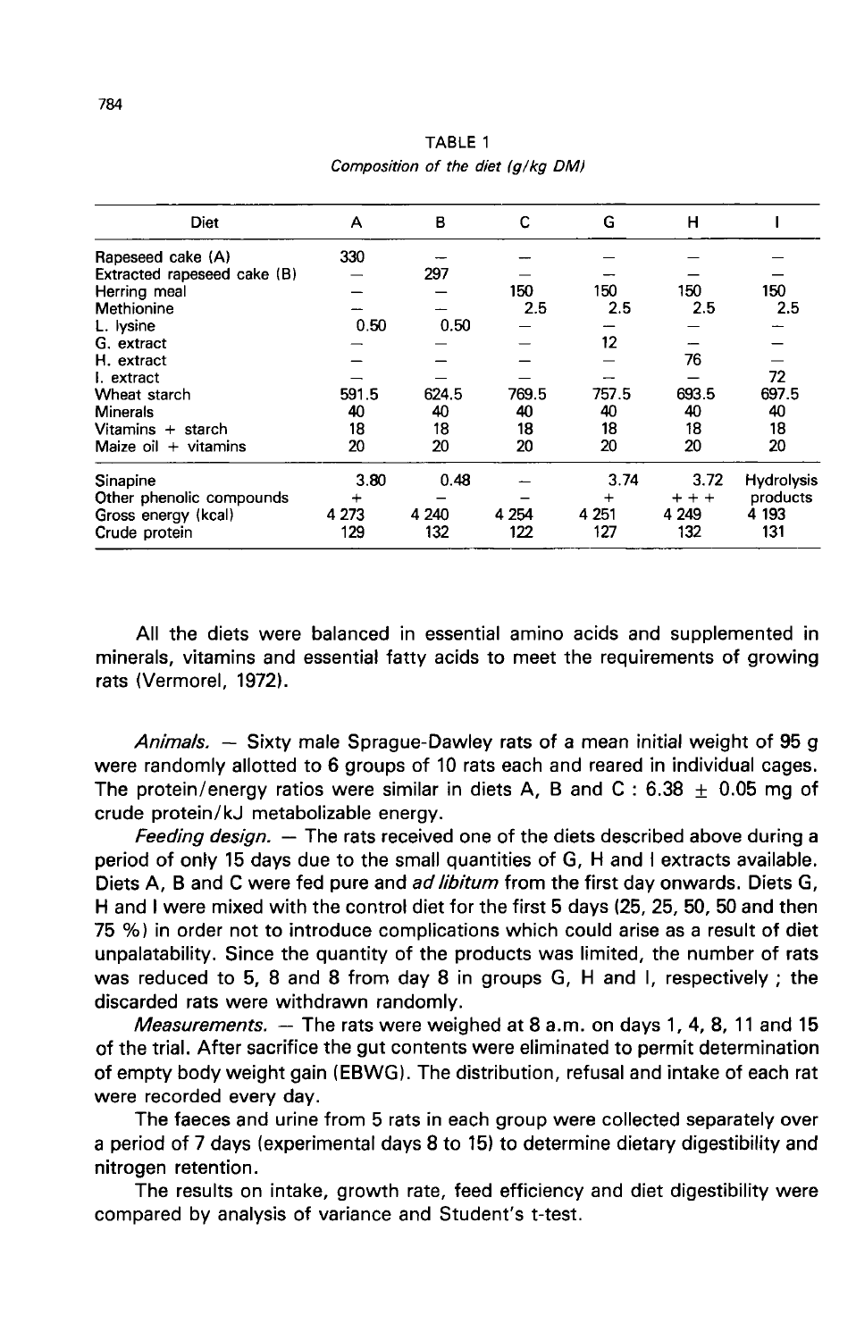TABLE 1
*Composition of the diet (g/kg DM)*

| Diet | A | B | C | G | H | I |
|---|---|---|---|---|---|---|
| Rapeseed cake (A) | 330 | — | — | — | — | — |
| Extracted rapeseed cake (B) | — | 297 | — | — | — | — |
| Herring meal | — | — | 150 | 150 | 150 | 150 |
| Methionine | — | — | 2.5 | 2.5 | 2.5 | 2.5 |
| L. lysine | 0.50 | 0.50 | — | — | — | — |
| G. extract | — | — | — | 12 | — | — |
| H. extract | — | — | — | — | 76 | — |
| I. extract | — | — | — | — | — | 72 |
| Wheat starch | 591.5 | 624.5 | 769.5 | 757.5 | 693.5 | 697.5 |
| Minerals | 40 | 40 | 40 | 40 | 40 | 40 |
| Vitamins + starch | 18 | 18 | 18 | 18 | 18 | 18 |
| Maize oil + vitamins | 20 | 20 | 20 | 20 | 20 | 20 |
| Sinapine | 3.80 | 0.48 | — | 3.74 | 3.72 | Hydrolysis |
| Other phenolic compounds | + | — | — | + | + + + | products |
| Gross energy (kcal) | 4 273 | 4 240 | 4 254 | 4 251 | 4 249 | 4 193 |
| Crude protein | 129 | 132 | 122 | 127 | 132 | 131 |

All the diets were balanced in essential amino acids and supplemented in minerals, vitamins and essential fatty acids to meet the requirements of growing rats (Vermorel, 1972).

*Animals.* — Sixty male Sprague-Dawley rats of a mean initial weight of 95 g were randomly allotted to 6 groups of 10 rats each and reared in individual cages. The protein/energy ratios were similar in diets A, B and C : 6.38 $\pm$ 0.05 mg of crude protein/kJ metabolizable energy.

*Feeding design.* — The rats received one of the diets described above during a period of only 15 days due to the small quantities of G, H and I extracts available. Diets A, B and C were fed pure and *ad libitum* from the first day onwards. Diets G, H and I were mixed with the control diet for the first 5 days (25, 25, 50, 50 and then 75 %) in order not to introduce complications which could arise as a result of diet unpalatability. Since the quantity of the products was limited, the number of rats was reduced to 5, 8 and 8 from day 8 in groups G, H and I, respectively ; the discarded rats were withdrawn randomly.

*Measurements.* — The rats were weighed at 8 a.m. on days 1, 4, 8, 11 and 15 of the trial. After sacrifice the gut contents were eliminated to permit determination of empty body weight gain (EBWG). The distribution, refusal and intake of each rat were recorded every day.

The faeces and urine from 5 rats in each group were collected separately over a period of 7 days (experimental days 8 to 15) to determine dietary digestibility and nitrogen retention.

The results on intake, growth rate, feed efficiency and diet digestibility were compared by analysis of variance and Student's t-test.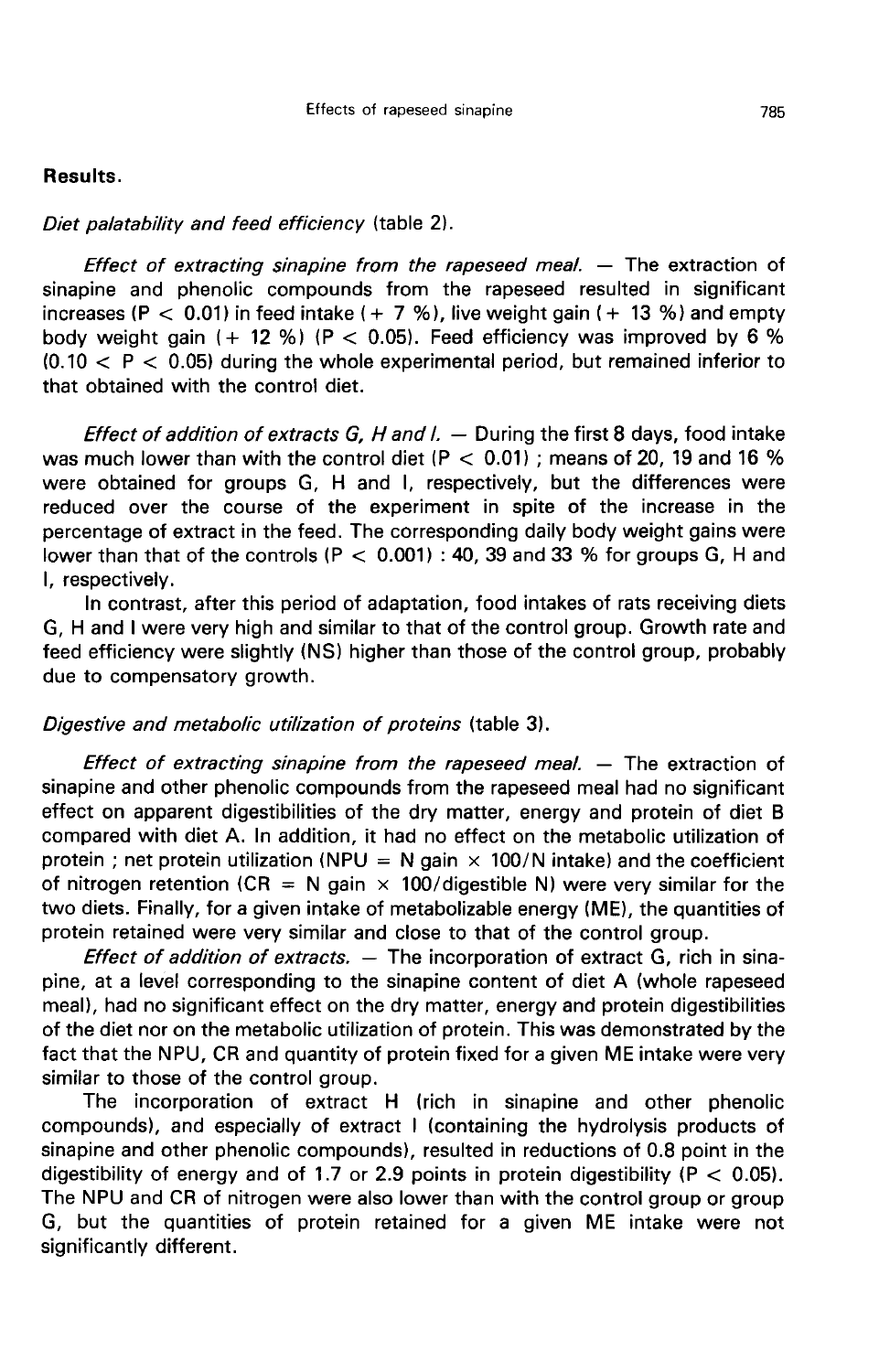## Results.

*Diet palatability and feed efficiency* (table 2).

*Effect of extracting sinapine from the rapeseed meal.* — The extraction of sinapine and phenolic compounds from the rapeseed resulted in significant increases ($P < 0.01$) in feed intake (+ 7 %), live weight gain (+ 13 %) and empty body weight gain (+ 12 %) ($P < 0.05$). Feed efficiency was improved by 6 % ($0.10 < P < 0.05$) during the whole experimental period, but remained inferior to that obtained with the control diet.

*Effect of addition of extracts G, H and I.* — During the first 8 days, food intake was much lower than with the control diet ($P < 0.01$) ; means of 20, 19 and 16 % were obtained for groups G, H and I, respectively, but the differences were reduced over the course of the experiment in spite of the increase in the percentage of extract in the feed. The corresponding daily body weight gains were lower than that of the controls ($P < 0.001$) : 40, 39 and 33 % for groups G, H and I, respectively.

In contrast, after this period of adaptation, food intakes of rats receiving diets G, H and I were very high and similar to that of the control group. Growth rate and feed efficiency were slightly (NS) higher than those of the control group, probably due to compensatory growth.

*Digestive and metabolic utilization of proteins* (table 3).

*Effect of extracting sinapine from the rapeseed meal.* — The extraction of sinapine and other phenolic compounds from the rapeseed meal had no significant effect on apparent digestibilities of the dry matter, energy and protein of diet B compared with diet A. In addition, it had no effect on the metabolic utilization of protein ; net protein utilization (NPU = N gain $\times$ 100/N intake) and the coefficient of nitrogen retention (CR = N gain $\times$ 100/digestible N) were very similar for the two diets. Finally, for a given intake of metabolizable energy (ME), the quantities of protein retained were very similar and close to that of the control group.

*Effect of addition of extracts.* — The incorporation of extract G, rich in sinapine, at a level corresponding to the sinapine content of diet A (whole rapeseed meal), had no significant effect on the dry matter, energy and protein digestibilities of the diet nor on the metabolic utilization of protein. This was demonstrated by the fact that the NPU, CR and quantity of protein fixed for a given ME intake were very similar to those of the control group.

The incorporation of extract H (rich in sinapine and other phenolic compounds), and especially of extract I (containing the hydrolysis products of sinapine and other phenolic compounds), resulted in reductions of 0.8 point in the digestibility of energy and of 1.7 or 2.9 points in protein digestibility ($P < 0.05$). The NPU and CR of nitrogen were also lower than with the control group or group G, but the quantities of protein retained for a given ME intake were not significantly different.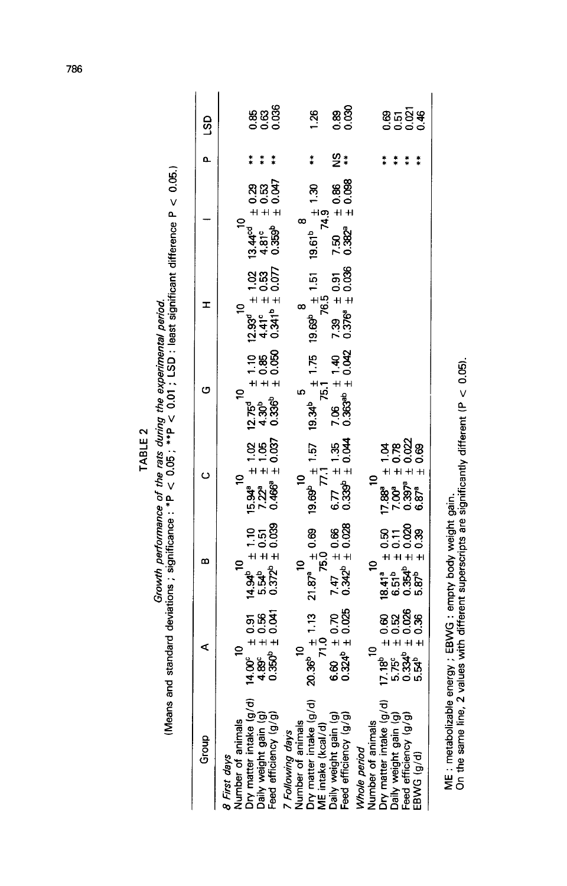TABLE 2

*Growth performance of the rats during the experimental period.*

(Means and standard deviations ; significance : *P < 0.05 ; **P < 0.01 ; LSD : least significant difference P < 0.05.)

| Group | A | B | C | G | H | I | P | LSD |
|---|---|---|---|---|---|---|---|---|
| *8 First days* | | | | | | | | |
| Number of animals | 10 | 10 | 10 | 10 | 10 | 10 | | |
| Dry matter intake (g/d) | 14.00[c] ± 0.91 | 14.94[b] ± 1.10 | 15.94[a] ± 1.02 | 12.75[d] ± 1.10 | 12.93[d] ± 1.02 | 13.44[cd] ± 0.29 | ** | 0.85 |
| Daily weight gain (g) | 4.89[c] ± 0.56 | 5.54[b] ± 0.51 | 7.22[a] ± 1.05 | 4.30[b] ± 0.85 | 4.41[c] ± 0.53 | 4.81[c] ± 0.53 | ** | 0.63 |
| Feed efficiency (g/g) | 0.350[b] ± 0.041 | 0.372[b] ± 0.039 | 0.466[a] ± 0.037 | 0.336[b] ± 0.050 | 0.341[b] ± 0.077 | 0.359[b] ± 0.047 | ** | 0.036 |
| *7 Following days* | | | | | | | | |
| Number of animals | 10 | 10 | 10 | 5 | 8 | 8 | | |
| Dry matter intake (g/d) | 20.36[b] ± 1.13 | 21.87[a] ± 0.69 | 19.69[b] ± 1.57 | 19.34[b] ± 1.75 | 19.69[b] ± 1.51 | 19.61[b] ± 1.30 | ** | 1.26 |
| ME intake (kcal/d) | 71.0 | 75.0 | 77.1 | 75.1 | 76.5 | 74.9 | | |
| Daily weight gain (g) | 6.60 ± 0.70 | 7.47 ± 0.66 | 6.77 ± 1.35 | 7.06 ± 1.40 | 7.39 ± 0.91 | 7.50 ± 0.86 | NS | 0.89 |
| Feed efficiency (g/g) | 0.324[b] ± 0.025 | 0.342[b] ± 0.028 | 0.339[b] ± 0.044 | 0.363[ab] ± 0.042 | 0.376[a] ± 0.036 | 0.382[a] ± 0.098 | ** | 0.030 |
| *Whole period* | | | | | | | | |
| Number of animals | 10 | 10 | 10 | | | | | |
| Dry matter intake (g/d) | 17.18[b] ± 0.60 | 18.41[a] ± 0.50 | 17.88[a] ± 1.04 | | | | ** | 0.69 |
| Daily weight gain (g) | 5.75[c] ± 0.52 | 6.51[b] ± 0.11 | 7.00[a] ± 0.78 | | | | ** | 0.51 |
| Feed efficiency (g/g) | 0.334[b] ± 0.026 | 0.354[b] ± 0.020 | 0.397[a] ± 0.022 | | | | ** | 0.021 |
| EBWG (g/d) | 5.54[b] ± 0.36 | 5.87[b] ± 0.39 | 6.87[a] ± 0.69 | | | | ** | 0.46 |

ME : metabolizable energy ; EBWG : empty body weight gain.
On the same line, 2 values with different superscripts are significantly different (P < 0.05).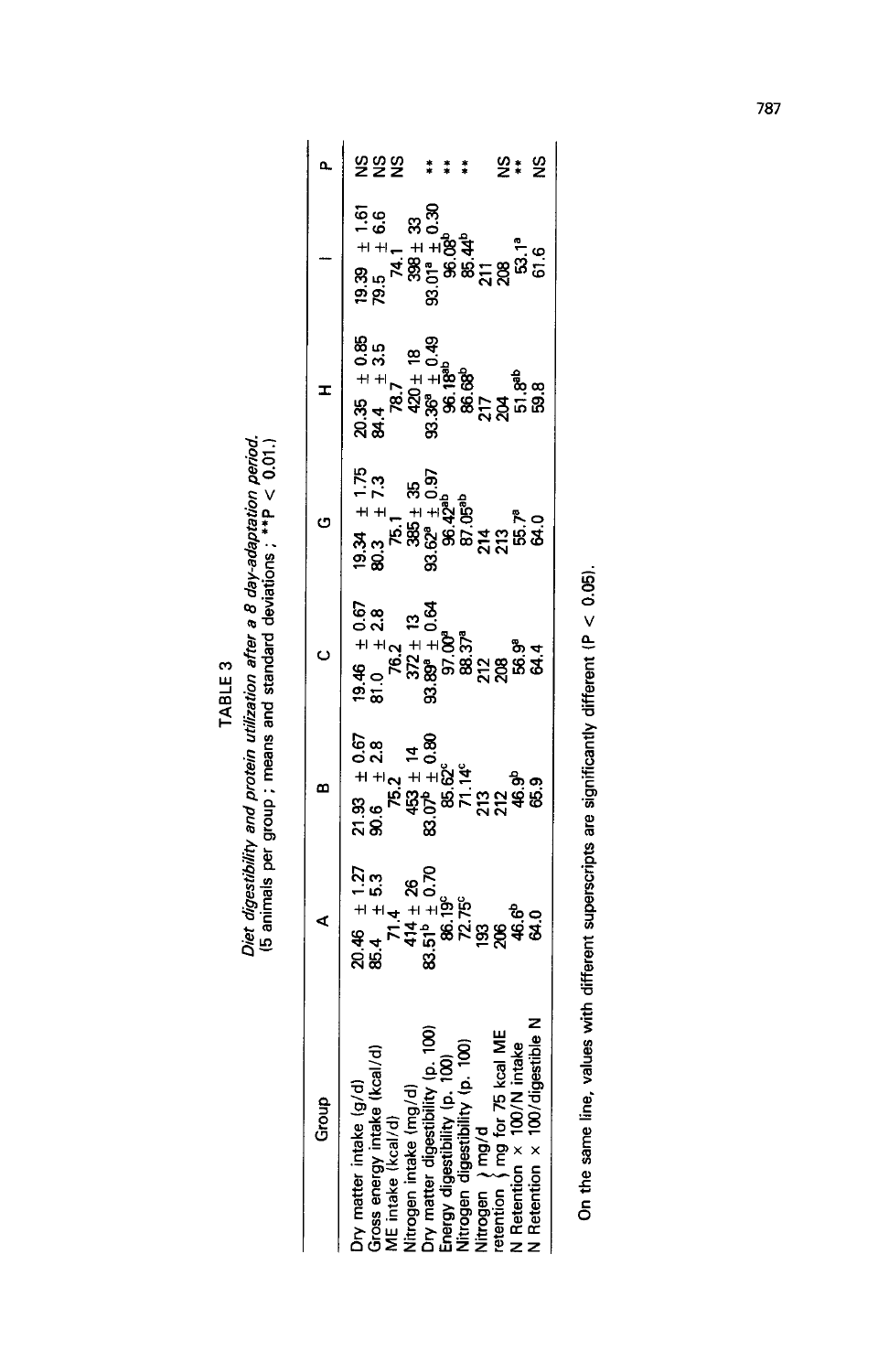TABLE 3

*Diet digestibility and protein utilization after a 8 day-adaptation period.*
(5 animals per group ; means and standard deviations ; **P < 0.01.)

| Group | A | B | C | G | H | I | P |
|---|---|---|---|---|---|---|---|
| Dry matter intake (g/d) | 20.46 ± 1.27 | 21.93 ± 0.67 | 19.46 ± 0.67 | 19.34 ± 1.75 | 20.35 ± 0.85 | 19.39 ± 1.61 | NS |
| Gross energy intake (kcal/d) | 85.4 ± 5.3 | 90.6 ± 2.8 | 81.0 ± 2.8 | 80.3 ± 7.3 | 84.4 ± 3.5 | 79.5 ± 6.6 | NS |
| ME intake (kcal/d) | 71.4 | 75.2 | 76.2 | 75.1 | 78.7 | 74.1 | NS |
| Nitrogen intake (mg/d) | 414 ± 26 | 453 ± 14 | 372 ± 13 | 385 ± 35 | 420 ± 18 | 398 ± 33 | |
| Dry matter digestibility (p. 100) | 83.51[b] ± 0.70 | 83.07[b] ± 0.80 | 93.89[a] ± 0.64 | 93.62[a] ± 0.97 | 93.36[a] ± 0.49 | 93.01[a] ± 0.30 | ** |
| Energy digestibility (p. 100) | 86.19[c] | 85.62[c] | 97.00[a] | 96.42[ab] | 96.18[ab] | 96.08[b] | ** |
| Nitrogen digestibility (p. 100) | 72.75[c] | 71.14[c] | 88.37[a] | 87.05[ab] | 86.68[b] | 85.44[b] | ** |
| Nitrogen retention: mg/d | 193 | 213 | 212 | 214 | 217 | 211 | |
| Nitrogen retention: mg for 75 kcal ME | 206 | 212 | 208 | 213 | 204 | 208 | NS |
| N Retention × 100/N intake | 46.6[b] | 46.9[b] | 56.9[a] | 55.7[a] | 51.8[ab] | 53.1[a] | ** |
| N Retention × 100/digestible N | 64.0 | 65.9 | 64.4 | 64.0 | 59.8 | 61.6 | NS |

On the same line, values with different superscripts are significantly different (P < 0.05).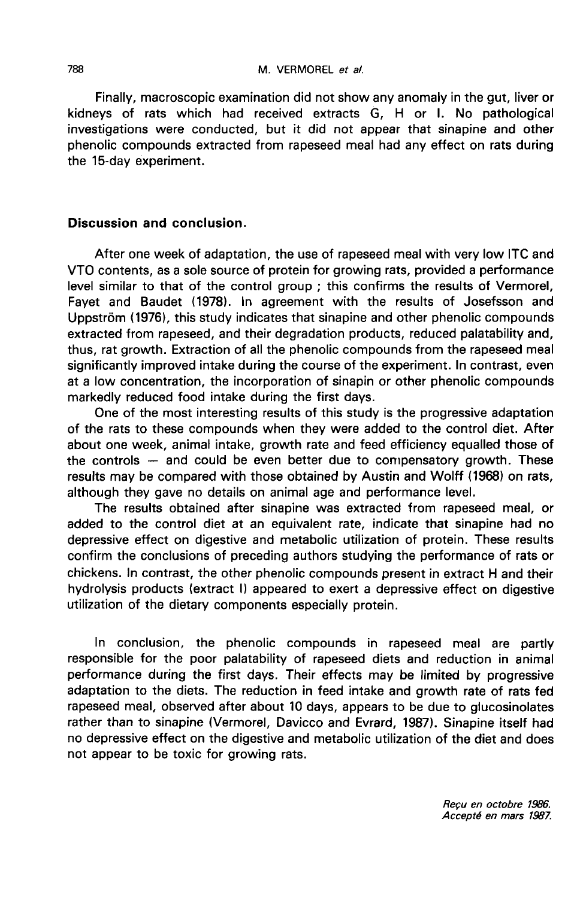Finally, macroscopic examination did not show any anomaly in the gut, liver or kidneys of rats which had received extracts G, H or I. No pathological investigations were conducted, but it did not appear that sinapine and other phenolic compounds extracted from rapeseed meal had any effect on rats during the 15-day experiment.

## Discussion and conclusion.

After one week of adaptation, the use of rapeseed meal with very low ITC and VTO contents, as a sole source of protein for growing rats, provided a performance level similar to that of the control group ; this confirms the results of Vermorel, Fayet and Baudet (1978). In agreement with the results of Josefsson and Uppström (1976), this study indicates that sinapine and other phenolic compounds extracted from rapeseed, and their degradation products, reduced palatability and, thus, rat growth. Extraction of all the phenolic compounds from the rapeseed meal significantly improved intake during the course of the experiment. In contrast, even at a low concentration, the incorporation of sinapin or other phenolic compounds markedly reduced food intake during the first days.

One of the most interesting results of this study is the progressive adaptation of the rats to these compounds when they were added to the control diet. After about one week, animal intake, growth rate and feed efficiency equalled those of the controls — and could be even better due to compensatory growth. These results may be compared with those obtained by Austin and Wolff (1968) on rats, although they gave no details on animal age and performance level.

The results obtained after sinapine was extracted from rapeseed meal, or added to the control diet at an equivalent rate, indicate that sinapine had no depressive effect on digestive and metabolic utilization of protein. These results confirm the conclusions of preceding authors studying the performance of rats or chickens. In contrast, the other phenolic compounds present in extract H and their hydrolysis products (extract I) appeared to exert a depressive effect on digestive utilization of the dietary components especially protein.

In conclusion, the phenolic compounds in rapeseed meal are partly responsible for the poor palatability of rapeseed diets and reduction in animal performance during the first days. Their effects may be limited by progressive adaptation to the diets. The reduction in feed intake and growth rate of rats fed rapeseed meal, observed after about 10 days, appears to be due to glucosinolates rather than to sinapine (Vermorel, Davicco and Evrard, 1987). Sinapine itself had no depressive effect on the digestive and metabolic utilization of the diet and does not appear to be toxic for growing rats.

*Reçu en octobre 1986.*
*Accepté en mars 1987.*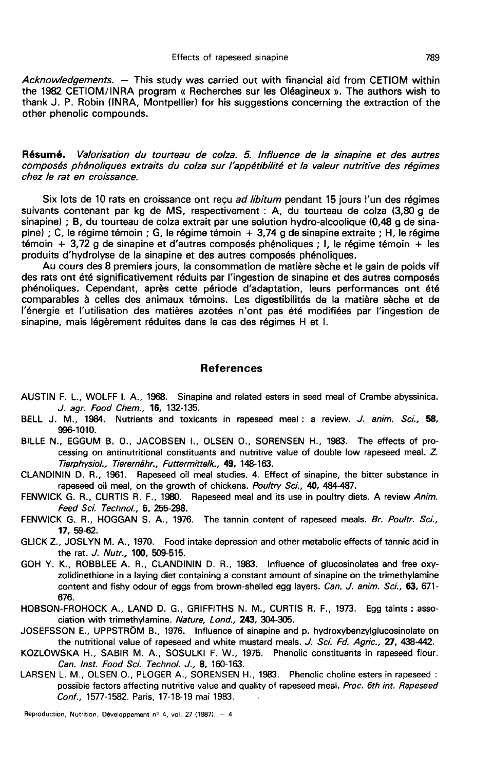*Acknowledgements.* — This study was carried out with financial aid from CETIOM within the 1982 CETIOM/INRA program « Recherches sur les Oléagineux ». The authors wish to thank J. P. Robin (INRA, Montpellier) for his suggestions concerning the extraction of the other phenolic compounds.

**Résumé.** *Valorisation du tourteau de colza. 5. Influence de la sinapine et des autres composés phénoliques extraits du colza sur l'appétibilité et la valeur nutritive des régimes chez le rat en croissance.*

Six lots de 10 rats en croissance ont reçu *ad libitum* pendant 15 jours l'un des régimes suivants contenant par kg de MS, respectivement : A, du tourteau de colza (3,80 g de sinapine) ; B, du tourteau de colza extrait par une solution hydro-alcoolique (0,48 g de sinapine) ; C, le régime témoin ; G, le régime témoin + 3,74 g de sinapine extraite ; H, le régime témoin + 3,72 g de sinapine et d'autres composés phénoliques ; I, le régime témoin + les produits d'hydrolyse de la sinapine et des autres composés phénoliques.

Au cours des 8 premiers jours, la consommation de matière sèche et le gain de poids vif des rats ont été significativement réduits par l'ingestion de sinapine et des autres composés phénoliques. Cependant, après cette période d'adaptation, leurs performances ont été comparables à celles des animaux témoins. Les digestibilités de la matière sèche et de l'énergie et l'utilisation des matières azotées n'ont pas été modifiées par l'ingestion de sinapine, mais légèrement réduites dans le cas des régimes H et I.

## References

AUSTIN F. L., WOLFF I. A., 1968. Sinapine and related esters in seed meal of Crambe abyssinica. *J. agr. Food Chem.*, **16**, 132-135.

BELL J. M., 1984. Nutrients and toxicants in rapeseed meal : a review. *J. anim. Sci.*, **58**, 996-1010.

BILLE N., EGGUM B. O., JACOBSEN I., OLSEN O., SORENSEN H., 1983. The effects of processing on antinutritional constituants and nutritive value of double low rapeseed meal. *Z. Tierphysiol., Tierernähr., Futtermittelk.*, **49**, 148-163.

CLANDININ D. R., 1961. Rapeseed oil meal studies. 4. Effect of sinapine, the bitter substance in rapeseed oil meal, on the growth of chickens. *Poultry Sci.*, **40**, 484-487.

FENWICK G. R., CURTIS R. F., 1980. Rapeseed meal and its use in poultry diets. A review *Anim. Feed Sci. Technol.*, **5**, 255-298.

FENWICK G. R., HOGGAN S. A., 1976. The tannin content of rapeseed meals. *Br. Poultr. Sci.*, **17**, 59-62.

GLICK Z., JOSLYN M. A., 1970. Food intake depression and other metabolic effects of tannic acid in the rat. *J. Nutr.*, **100**, 509-515.

GOH Y. K., ROBBLEE A. R., CLANDININ D. R., 1983. Influence of glucosinolates and free oxyzolidinethione in a laying diet containing a constant amount of sinapine on the trimethylamine content and fishy odour of eggs from brown-shelled egg layers. *Can. J. anim. Sci.*, **63**, 671-676.

HOBSON-FROHOCK A., LAND D. G., GRIFFITHS N. M., CURTIS R. F., 1973. Egg taints : association with trimethylamine. *Nature, Lond.*, **243**, 304-305.

JOSEFSSON E., UPPSTRÖM B., 1976. Influence of sinapine and p. hydroxybenzylglucosinolate on the nutritional value of rapeseed and white mustard meals. *J. Sci. Fd. Agric.*, **27**, 438-442.

KOZLOWSKA H., SABIR M. A., SOSULKI F. W., 1975. Phenolic constituants in rapeseed flour. *Can. Inst. Food Sci. Technol. J.*, **8**, 160-163.

LARSEN L. M., OLSEN O., PLOGER A., SORENSEN H., 1983. Phenolic choline esters in rapeseed : possible factors affecting nutritive value and quality of rapeseed meal. *Proc. 6th int. Rapeseed Conf.*, 1577-1582. Paris, 17-18-19 mai 1983.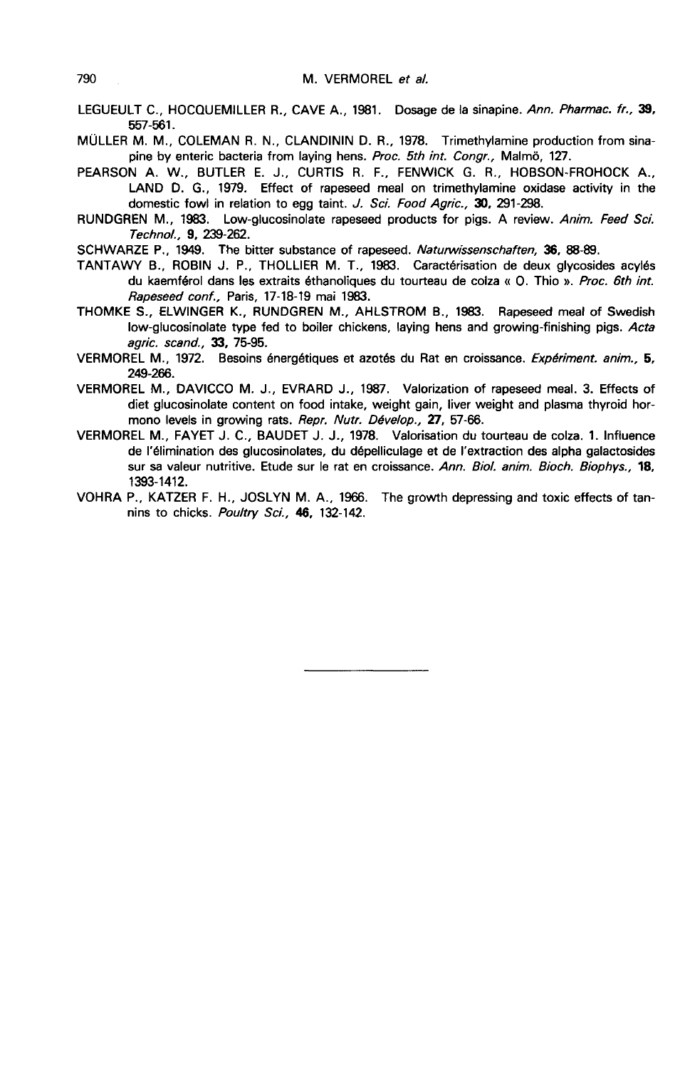LEGUEULT C., HOCQUEMILLER R., CAVE A., 1981. Dosage de la sinapine. *Ann. Pharmac. fr.*, **39**, 557-561.

MÜLLER M. M., COLEMAN R. N., CLANDININ D. R., 1978. Trimethylamine production from sinapine by enteric bacteria from laying hens. *Proc. 5th int. Congr.*, Malmö, 127.

PEARSON A. W., BUTLER E. J., CURTIS R. F., FENWICK G. R., HOBSON-FROHOCK A., LAND D. G., 1979. Effect of rapeseed meal on trimethylamine oxidase activity in the domestic fowl in relation to egg taint. *J. Sci. Food Agric.*, **30**, 291-298.

RUNDGREN M., 1983. Low-glucosinolate rapeseed products for pigs. A review. *Anim. Feed Sci. Technol.*, **9**, 239-262.

SCHWARZE P., 1949. The bitter substance of rapeseed. *Naturwissenschaften*, **36**, 88-89.

TANTAWY B., ROBIN J. P., THOLLIER M. T., 1983. Caractérisation de deux glycosides acylés du kaemférol dans les extraits éthanoliques du tourteau de colza « O. Thio ». *Proc. 6th int. Rapeseed conf.*, Paris, 17-18-19 mai 1983.

THOMKE S., ELWINGER K., RUNDGREN M., AHLSTROM B., 1983. Rapeseed meal of Swedish low-glucosinolate type fed to boiler chickens, laying hens and growing-finishing pigs. *Acta agric. scand.*, **33**, 75-95.

VERMOREL M., 1972. Besoins énergétiques et azotés du Rat en croissance. *Expériment. anim.*, **5**, 249-266.

VERMOREL M., DAVICCO M. J., EVRARD J., 1987. Valorization of rapeseed meal. 3. Effects of diet glucosinolate content on food intake, weight gain, liver weight and plasma thyroid hormono levels in growing rats. *Repr. Nutr. Dévelop.*, **27**, 57-66.

VERMOREL M., FAYET J. C., BAUDET J. J., 1978. Valorisation du tourteau de colza. 1. Influence de l'élimination des glucosinolates, du dépelliculage et de l'extraction des alpha galactosides sur sa valeur nutritive. Etude sur le rat en croissance. *Ann. Biol. anim. Bioch. Biophys.*, **18**, 1393-1412.

VOHRA P., KATZER F. H., JOSLYN M. A., 1966. The growth depressing and toxic effects of tannins to chicks. *Poultry Sci.*, **46**, 132-142.